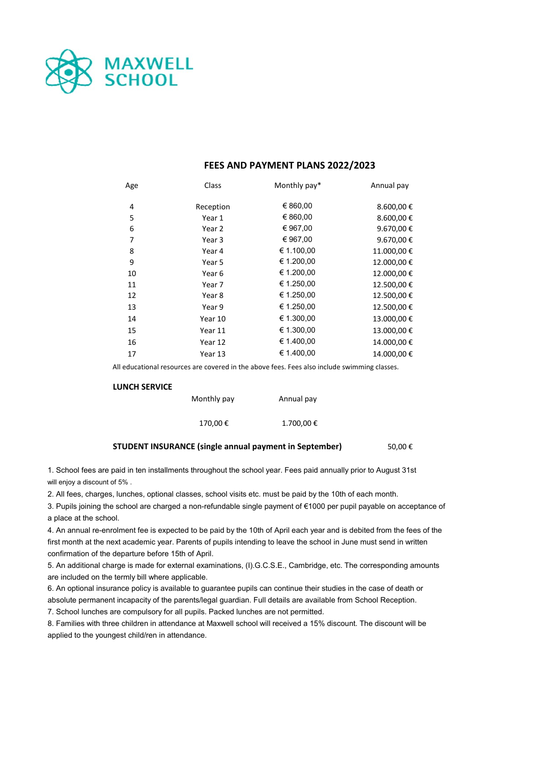# MAXWELL SCHOOL

## FEES AND PAYMENT PLANS 2022/2023

| Age | Class | Monthly pay* | Annual pay |
|---|---|---|---|
| 4 | Reception | € 860,00 | 8.600,00 € |
| 5 | Year 1 | € 860,00 | 8.600,00 € |
| 6 | Year 2 | € 967,00 | 9.670,00 € |
| 7 | Year 3 | € 967,00 | 9.670,00 € |
| 8 | Year 4 | € 1.100,00 | 11.000,00 € |
| 9 | Year 5 | € 1.200,00 | 12.000,00 € |
| 10 | Year 6 | € 1.200,00 | 12.000,00 € |
| 11 | Year 7 | € 1.250,00 | 12.500,00 € |
| 12 | Year 8 | € 1.250,00 | 12.500,00 € |
| 13 | Year 9 | € 1.250,00 | 12.500,00 € |
| 14 | Year 10 | € 1.300,00 | 13.000,00 € |
| 15 | Year 11 | € 1.300,00 | 13.000,00 € |
| 16 | Year 12 | € 1.400,00 | 14.000,00 € |
| 17 | Year 13 | € 1.400,00 | 14.000,00 € |

All educational resources are covered in the above fees. Fees also include swimming classes.

**LUNCH SERVICE**

| Monthly pay | Annual pay |
|---|---|
| 170,00 € | 1.700,00 € |

**STUDENT INSURANCE (single annual payment in September)** 50,00 €

1. School fees are paid in ten installments throughout the school year. Fees paid annually prior to August 31st will enjoy a discount of 5% .
2. All fees, charges, lunches, optional classes, school visits etc. must be paid by the 10th of each month.
3. Pupils joining the school are charged a non-refundable single payment of €1000 per pupil payable on acceptance of a place at the school.
4. An annual re-enrolment fee is expected to be paid by the 10th of April each year and is debited from the fees of the first month at the next academic year. Parents of pupils intending to leave the school in June must send in written confirmation of the departure before 15th of April.
5. An additional charge is made for external examinations, (I).G.C.S.E., Cambridge, etc. The corresponding amounts are included on the termly bill where applicable.
6. An optional insurance policy is available to guarantee pupils can continue their studies in the case of death or absolute permanent incapacity of the parents/legal guardian. Full details are available from School Reception.
7. School lunches are compulsory for all pupils. Packed lunches are not permitted.
8. Families with three children in attendance at Maxwell school will received a 15% discount. The discount will be applied to the youngest child/ren in attendance.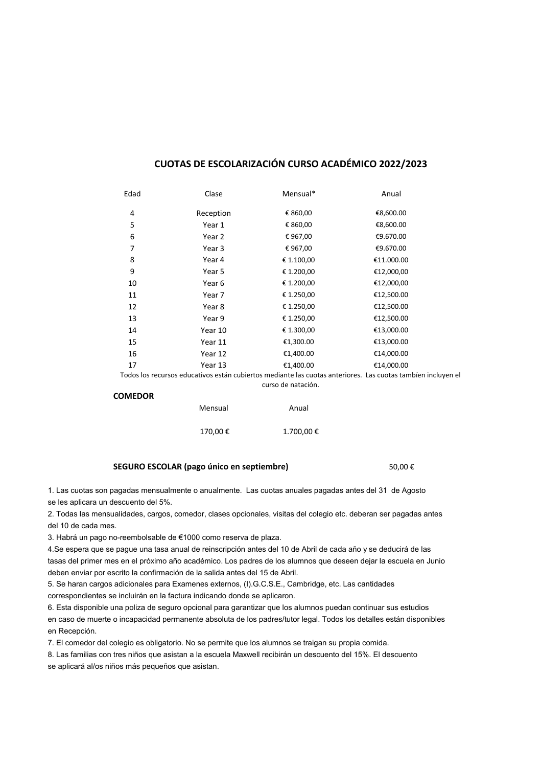## CUOTAS DE ESCOLARIZACIÓN CURSO ACADÉMICO 2022/2023

| Edad | Clase | Mensual* | Anual |
|---|---|---|---|
| 4 | Reception | € 860,00 | €8,600.00 |
| 5 | Year 1 | € 860,00 | €8,600.00 |
| 6 | Year 2 | € 967,00 | €9.670.00 |
| 7 | Year 3 | € 967,00 | €9.670.00 |
| 8 | Year 4 | € 1.100,00 | €11.000.00 |
| 9 | Year 5 | € 1.200,00 | €12,000,00 |
| 10 | Year 6 | € 1.200,00 | €12,000,00 |
| 11 | Year 7 | € 1.250,00 | €12,500.00 |
| 12 | Year 8 | € 1.250,00 | €12,500.00 |
| 13 | Year 9 | € 1.250,00 | €12,500.00 |
| 14 | Year 10 | € 1.300,00 | €13,000.00 |
| 15 | Year 11 | €1,300.00 | €13,000.00 |
| 16 | Year 12 | €1,400.00 | €14,000.00 |
| 17 | Year 13 | €1,400.00 | €14,000.00 |

Todos los recursos educativos están cubiertos mediante las cuotas anteriores. Las cuotas tambíen incluyen el curso de natación.

**COMEDOR**

| Mensual | Anual |
|---|---|
| 170,00 € | 1.700,00 € |

**SEGURO ESCOLAR (pago único en septiembre)** 50,00 €

1. Las cuotas son pagadas mensualmente o anualmente. Las cuotas anuales pagadas antes del 31 de Agosto se les aplicara un descuento del 5%.
2. Todas las mensualidades, cargos, comedor, clases opcionales, visitas del colegio etc. deberan ser pagadas antes del 10 de cada mes.
3. Habrá un pago no-reembolsable de €1000 como reserva de plaza.
4. Se espera que se pague una tasa anual de reinscripción antes del 10 de Abril de cada año y se deducirá de las tasas del primer mes en el próximo año académico. Los padres de los alumnos que deseen dejar la escuela en Junio deben enviar por escrito la confirmación de la salida antes del 15 de Abril.
5. Se haran cargos adicionales para Examenes externos, (I).G.C.S.E., Cambridge, etc. Las cantidades correspondientes se incluirán en la factura indicando donde se aplicaron.
6. Esta disponible una poliza de seguro opcional para garantizar que los alumnos puedan continuar sus estudios en caso de muerte o incapacidad permanente absoluta de los padres/tutor legal. Todos los detalles están disponibles en Recepción.
7. El comedor del colegio es obligatorio. No se permite que los alumnos se traigan su propia comida.
8. Las familias con tres niños que asistan a la escuela Maxwell recibirán un descuento del 15%. El descuento se aplicará al/os niños más pequeños que asistan.